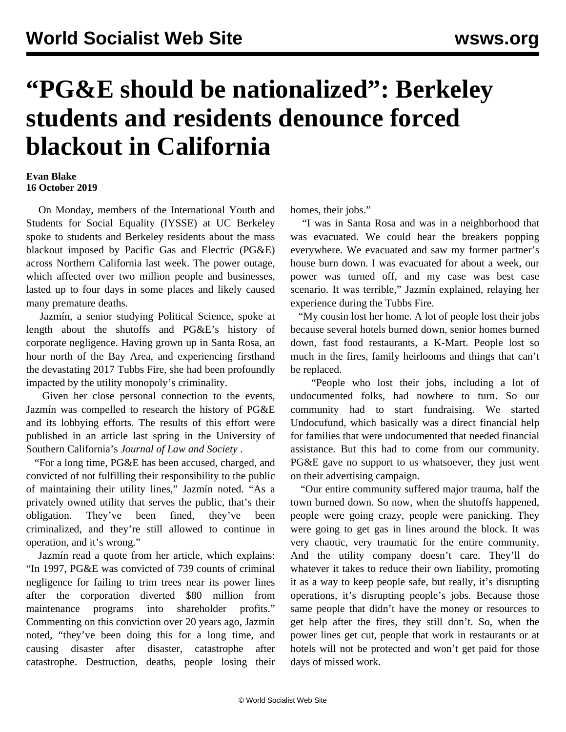# "PG&E should be nationalized": Berkeley students and residents denounce forced blackout in California

**Evan Blake**
**16 October 2019**

On Monday, members of the International Youth and Students for Social Equality (IYSSE) at UC Berkeley spoke to students and Berkeley residents about the mass blackout imposed by Pacific Gas and Electric (PG&E) across Northern California last week. The power outage, which affected over two million people and businesses, lasted up to four days in some places and likely caused many premature deaths.

Jazmín, a senior studying Political Science, spoke at length about the shutoffs and PG&E's history of corporate negligence. Having grown up in Santa Rosa, an hour north of the Bay Area, and experiencing firsthand the devastating 2017 Tubbs Fire, she had been profoundly impacted by the utility monopoly's criminality.

Given her close personal connection to the events, Jazmín was compelled to research the history of PG&E and its lobbying efforts. The results of this effort were published in an article last spring in the University of Southern California's *Journal of Law and Society* .

"For a long time, PG&E has been accused, charged, and convicted of not fulfilling their responsibility to the public of maintaining their utility lines," Jazmín noted. "As a privately owned utility that serves the public, that's their obligation. They've been fined, they've been criminalized, and they're still allowed to continue in operation, and it's wrong."

Jazmín read a quote from her article, which explains: "In 1997, PG&E was convicted of 739 counts of criminal negligence for failing to trim trees near its power lines after the corporation diverted $80 million from maintenance programs into shareholder profits." Commenting on this conviction over 20 years ago, Jazmín noted, "they've been doing this for a long time, and causing disaster after disaster, catastrophe after catastrophe. Destruction, deaths, people losing their homes, their jobs."

"I was in Santa Rosa and was in a neighborhood that was evacuated. We could hear the breakers popping everywhere. We evacuated and saw my former partner's house burn down. I was evacuated for about a week, our power was turned off, and my case was best case scenario. It was terrible," Jazmín explained, relaying her experience during the Tubbs Fire.

"My cousin lost her home. A lot of people lost their jobs because several hotels burned down, senior homes burned down, fast food restaurants, a K-Mart. People lost so much in the fires, family heirlooms and things that can't be replaced.

"People who lost their jobs, including a lot of undocumented folks, had nowhere to turn. So our community had to start fundraising. We started Undocufund, which basically was a direct financial help for families that were undocumented that needed financial assistance. But this had to come from our community. PG&E gave no support to us whatsoever, they just went on their advertising campaign.

"Our entire community suffered major trauma, half the town burned down. So now, when the shutoffs happened, people were going crazy, people were panicking. They were going to get gas in lines around the block. It was very chaotic, very traumatic for the entire community. And the utility company doesn't care. They'll do whatever it takes to reduce their own liability, promoting it as a way to keep people safe, but really, it's disrupting operations, it's disrupting people's jobs. Because those same people that didn't have the money or resources to get help after the fires, they still don't. So, when the power lines get cut, people that work in restaurants or at hotels will not be protected and won't get paid for those days of missed work.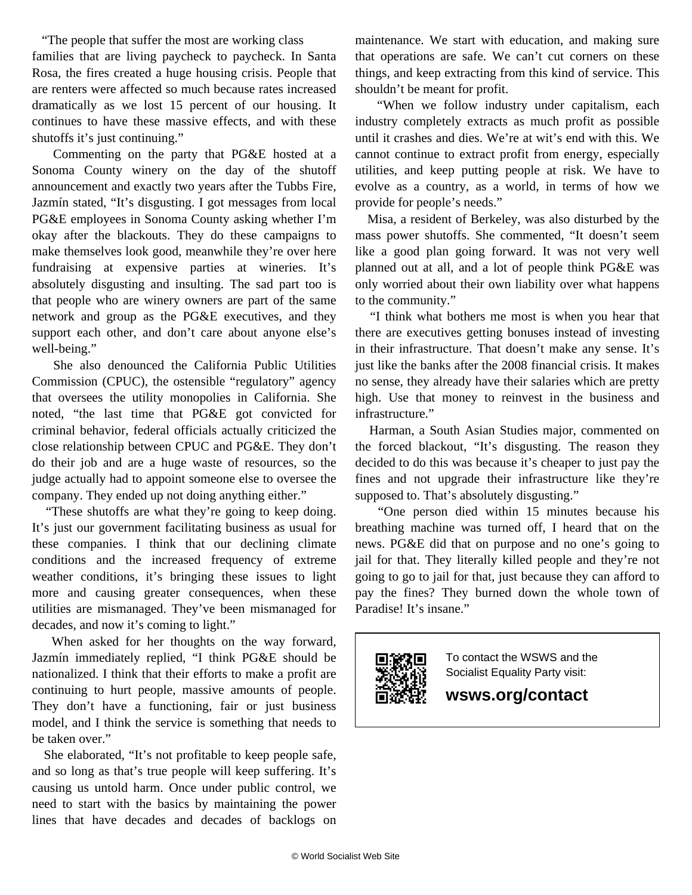"The people that suffer the most are working class families that are living paycheck to paycheck. In Santa Rosa, the fires created a huge housing crisis. People that are renters were affected so much because rates increased dramatically as we lost 15 percent of our housing. It continues to have these massive effects, and with these shutoffs it's just continuing."

Commenting on the party that PG&E hosted at a Sonoma County winery on the day of the shutoff announcement and exactly two years after the Tubbs Fire, Jazmín stated, "It's disgusting. I got messages from local PG&E employees in Sonoma County asking whether I'm okay after the blackouts. They do these campaigns to make themselves look good, meanwhile they're over here fundraising at expensive parties at wineries. It's absolutely disgusting and insulting. The sad part too is that people who are winery owners are part of the same network and group as the PG&E executives, and they support each other, and don't care about anyone else's well-being."

She also denounced the California Public Utilities Commission (CPUC), the ostensible "regulatory" agency that oversees the utility monopolies in California. She noted, "the last time that PG&E got convicted for criminal behavior, federal officials actually criticized the close relationship between CPUC and PG&E. They don't do their job and are a huge waste of resources, so the judge actually had to appoint someone else to oversee the company. They ended up not doing anything either."

"These shutoffs are what they're going to keep doing. It's just our government facilitating business as usual for these companies. I think that our declining climate conditions and the increased frequency of extreme weather conditions, it's bringing these issues to light more and causing greater consequences, when these utilities are mismanaged. They've been mismanaged for decades, and now it's coming to light."

When asked for her thoughts on the way forward, Jazmín immediately replied, "I think PG&E should be nationalized. I think that their efforts to make a profit are continuing to hurt people, massive amounts of people. They don't have a functioning, fair or just business model, and I think the service is something that needs to be taken over."

She elaborated, "It's not profitable to keep people safe, and so long as that's true people will keep suffering. It's causing us untold harm. Once under public control, we need to start with the basics by maintaining the power lines that have decades and decades of backlogs on maintenance. We start with education, and making sure that operations are safe. We can't cut corners on these things, and keep extracting from this kind of service. This shouldn't be meant for profit.

"When we follow industry under capitalism, each industry completely extracts as much profit as possible until it crashes and dies. We're at wit's end with this. We cannot continue to extract profit from energy, especially utilities, and keep putting people at risk. We have to evolve as a country, as a world, in terms of how we provide for people's needs."

Misa, a resident of Berkeley, was also disturbed by the mass power shutoffs. She commented, "It doesn't seem like a good plan going forward. It was not very well planned out at all, and a lot of people think PG&E was only worried about their own liability over what happens to the community."

"I think what bothers me most is when you hear that there are executives getting bonuses instead of investing in their infrastructure. That doesn't make any sense. It's just like the banks after the 2008 financial crisis. It makes no sense, they already have their salaries which are pretty high. Use that money to reinvest in the business and infrastructure."

Harman, a South Asian Studies major, commented on the forced blackout, "It's disgusting. The reason they decided to do this was because it's cheaper to just pay the fines and not upgrade their infrastructure like they're supposed to. That's absolutely disgusting."

"One person died within 15 minutes because his breathing machine was turned off, I heard that on the news. PG&E did that on purpose and no one's going to jail for that. They literally killed people and they're not going to go to jail for that, just because they can afford to pay the fines? They burned down the whole town of Paradise! It's insane."

To contact the WSWS and the Socialist Equality Party visit:

**wsws.org/contact**